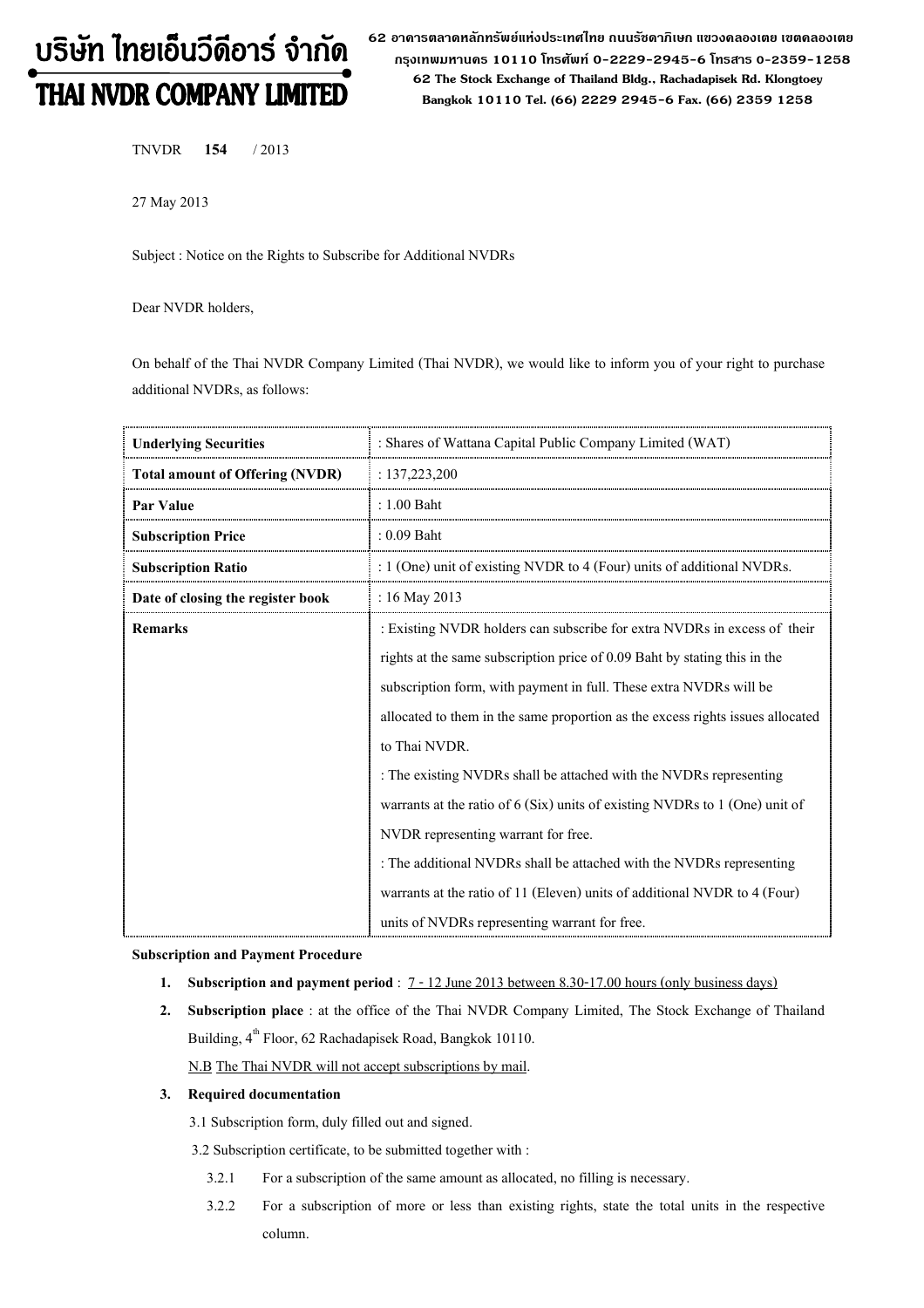# บริษัท ไทยเอ็นวีดีอาร์ จำกัด
# THAI NVDR COMPANY LIMITED

62 อาคารตลาดหลักทรัพย์แห่งประเทศไทย ถนนรัชดาภิเษก แขวงคลองเตย เขตคลองเตย กรุงเทพมหานคร 10110 โทรศัพท์ 0-2229-2945-6 โทรสาร 0-2359-1258
62 The Stock Exchange of Thailand Bldg., Rachadapisek Rd. Klongtoey Bangkok 10110 Tel. (66) 2229 2945-6 Fax. (66) 2359 1258

TNVDR **154** / 2013

27 May 2013

Subject : Notice on the Rights to Subscribe for Additional NVDRs

Dear NVDR holders,

On behalf of the Thai NVDR Company Limited (Thai NVDR), we would like to inform you of your right to purchase additional NVDRs, as follows:

| | |
|---|---|
| **Underlying Securities** | : Shares of Wattana Capital Public Company Limited (WAT) |
| **Total amount of Offering (NVDR)** | : 137,223,200 |
| **Par Value** | : 1.00 Baht |
| **Subscription Price** | : 0.09 Baht |
| **Subscription Ratio** | : 1 (One) unit of existing NVDR to 4 (Four) units of additional NVDRs. |
| **Date of closing the register book** | : 16 May 2013 |
| **Remarks** | : Existing NVDR holders can subscribe for extra NVDRs in excess of their rights at the same subscription price of 0.09 Baht by stating this in the subscription form, with payment in full. These extra NVDRs will be allocated to them in the same proportion as the excess rights issues allocated to Thai NVDR.<br>: The existing NVDRs shall be attached with the NVDRs representing warrants at the ratio of 6 (Six) units of existing NVDRs to 1 (One) unit of NVDR representing warrant for free.<br>: The additional NVDRs shall be attached with the NVDRs representing warrants at the ratio of 11 (Eleven) units of additional NVDR to 4 (Four) units of NVDRs representing warrant for free. |

**Subscription and Payment Procedure**

1. **Subscription and payment period** : 7 - 12 June 2013 between 8.30-17.00 hours (only business days)
2. **Subscription place** : at the office of the Thai NVDR Company Limited, The Stock Exchange of Thailand Building, 4th Floor, 62 Rachadapisek Road, Bangkok 10110.
   N.B The Thai NVDR will not accept subscriptions by mail.
3. **Required documentation**
   3.1 Subscription form, duly filled out and signed.
   3.2 Subscription certificate, to be submitted together with :
      3.2.1 For a subscription of the same amount as allocated, no filling is necessary.
      3.2.2 For a subscription of more or less than existing rights, state the total units in the respective column.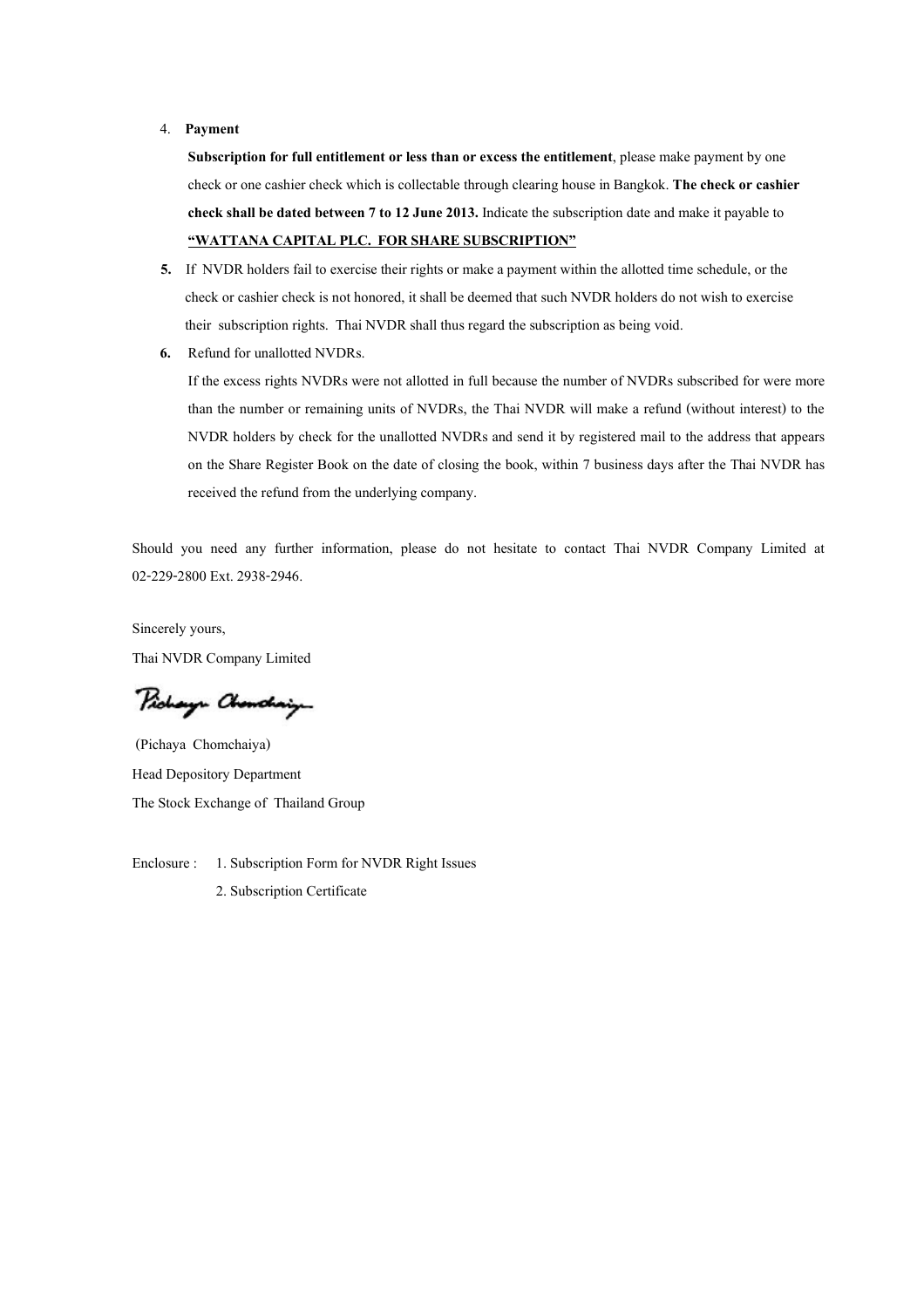4. **Payment**

   **Subscription for full entitlement or less than or excess the entitlement**, please make payment by one check or one cashier check which is collectable through clearing house in Bangkok. **The check or cashier check shall be dated between 7 to 12 June 2013.** Indicate the subscription date and make it payable to **"WATTANA CAPITAL PLC. FOR SHARE SUBSCRIPTION"**

5. If NVDR holders fail to exercise their rights or make a payment within the allotted time schedule, or the check or cashier check is not honored, it shall be deemed that such NVDR holders do not wish to exercise their subscription rights. Thai NVDR shall thus regard the subscription as being void.

6. Refund for unallotted NVDRs.

   If the excess rights NVDRs were not allotted in full because the number of NVDRs subscribed for were more than the number or remaining units of NVDRs, the Thai NVDR will make a refund (without interest) to the NVDR holders by check for the unallotted NVDRs and send it by registered mail to the address that appears on the Share Register Book on the date of closing the book, within 7 business days after the Thai NVDR has received the refund from the underlying company.

Should you need any further information, please do not hesitate to contact Thai NVDR Company Limited at 02-229-2800 Ext. 2938-2946.

Sincerely yours,

Thai NVDR Company Limited

(Pichaya Chomchaiya)

Head Depository Department

The Stock Exchange of Thailand Group

Enclosure : 1. Subscription Form for NVDR Right Issues

2. Subscription Certificate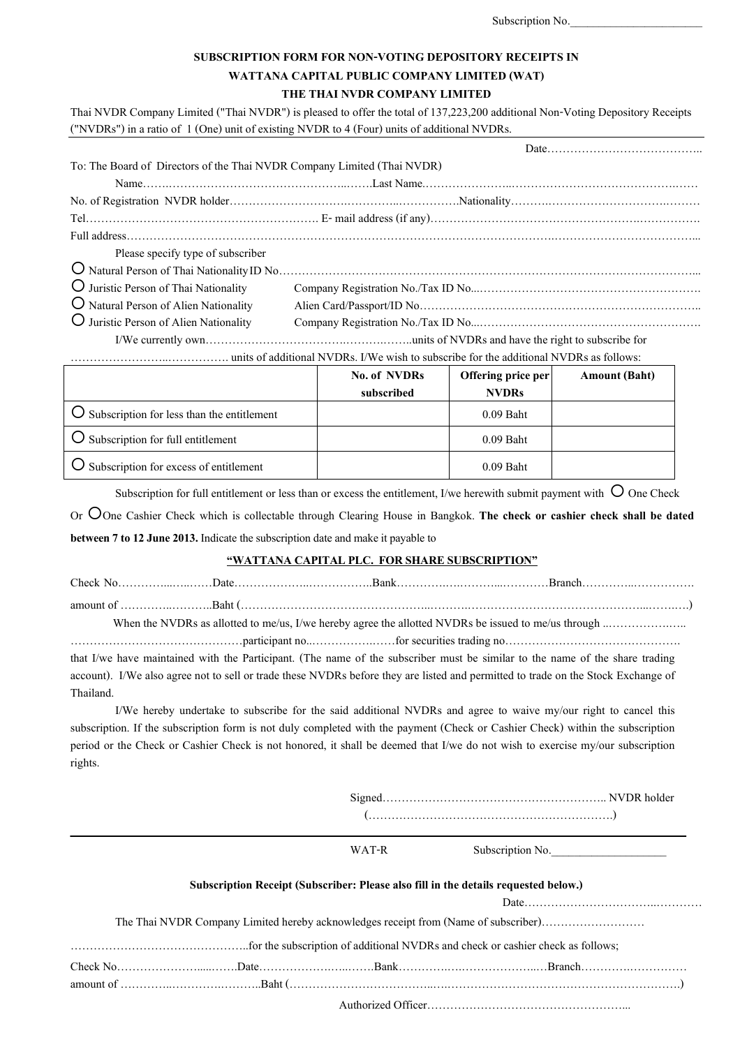Subscription No.______________________

**SUBSCRIPTION FORM FOR NON-VOTING DEPOSITORY RECEIPTS IN**

**WATTANA CAPITAL PUBLIC COMPANY LIMITED (WAT)**

**THE THAI NVDR COMPANY LIMITED**

Thai NVDR Company Limited ("Thai NVDR") is pleased to offer the total of 137,223,200 additional Non-Voting Depository Receipts ("NVDRs") in a ratio of 1 (One) unit of existing NVDR to 4 (Four) units of additional NVDRs.

Date…………………………………..

To: The Board of Directors of the Thai NVDR Company Limited (Thai NVDR)

Name……..……………………………………..…….Last Name.…………………..……………………………………..……

No. of Registration NVDR holder…………………………..………..…………..…………….Nationality……….…………………………….………

Tel……………………………………………………. E- mail address (if any)………………………………………………….…………….

Full address…………………………………………………………………………………………………….……………………………...

Please specify type of subscriber

○ Natural Person of Thai Nationality ID No……………………….……………………………………………………………………...

○ Juristic Person of Thai Nationality Company Registration No./Tax ID No...………………………………………………….

○ Natural Person of Alien Nationality Alien Card/Passport/ID No……………………………………………………………..

○ Juristic Person of Alien Nationality Company Registration No./Tax ID No...………………………………………………….

I/We currently own…………………………….……….……..units of NVDRs and have the right to subscribe for ……………………...……………. units of additional NVDRs. I/We wish to subscribe for the additional NVDRs as follows:

| | No. of NVDRs subscribed | Offering price per NVDRs | Amount (Baht) |
|---|---|---|---|
| ○ Subscription for less than the entitlement | | 0.09 Baht | |
| ○ Subscription for full entitlement | | 0.09 Baht | |
| ○ Subscription for excess of entitlement | | 0.09 Baht | |

Subscription for full entitlement or less than or excess the entitlement, I/we herewith submit payment with ○ One Check Or ○ One Cashier Check which is collectable through Clearing House in Bangkok. **The check or cashier check shall be dated between 7 to 12 June 2013.** Indicate the subscription date and make it payable to

**"WATTANA CAPITAL PLC. FOR SHARE SUBSCRIPTION"**

Check No………...…...……Date………………...……………..Bank…………….………...…………Branch…………..…………….

amount of …………..………..Baht (………………………………………..……….………………………………………...……..…)

When the NVDRs as allotted to me/us, I/we hereby agree the allotted NVDRs be issued to me/us through ..……………..…..
………………………………………participant no..……………..……for securities trading no……………………………………….
that I/we have maintained with the Participant. (The name of the subscriber must be similar to the name of the share trading account). I/We also agree not to sell or trade these NVDRs before they are listed and permitted to trade on the Stock Exchange of Thailand.

I/We hereby undertake to subscribe for the said additional NVDRs and agree to waive my/our right to cancel this subscription. If the subscription form is not duly completed with the payment (Check or Cashier Check) within the subscription period or the Check or Cashier Check is not honored, it shall be deemed that I/we do not wish to exercise my/our subscription rights.

Signed…………………………………………………….. NVDR holder

(……………………………………………………….)

---

WAT-R Subscription No.___________________

**Subscription Receipt (Subscriber: Please also fill in the details requested below.)**

Date……………………………..…………

The Thai NVDR Company Limited hereby acknowledges receipt from (Name of subscriber)………………………

………………………………………..for the subscription of additional NVDRs and check or cashier check as follows;

Check No…………………....…….Date……………….…..…….Bank…………….….……………..…Branch…………….……………

amount of …………..………….………..Baht (………………………………..…………………………………………………….)

Authorized Officer……………………………………………...